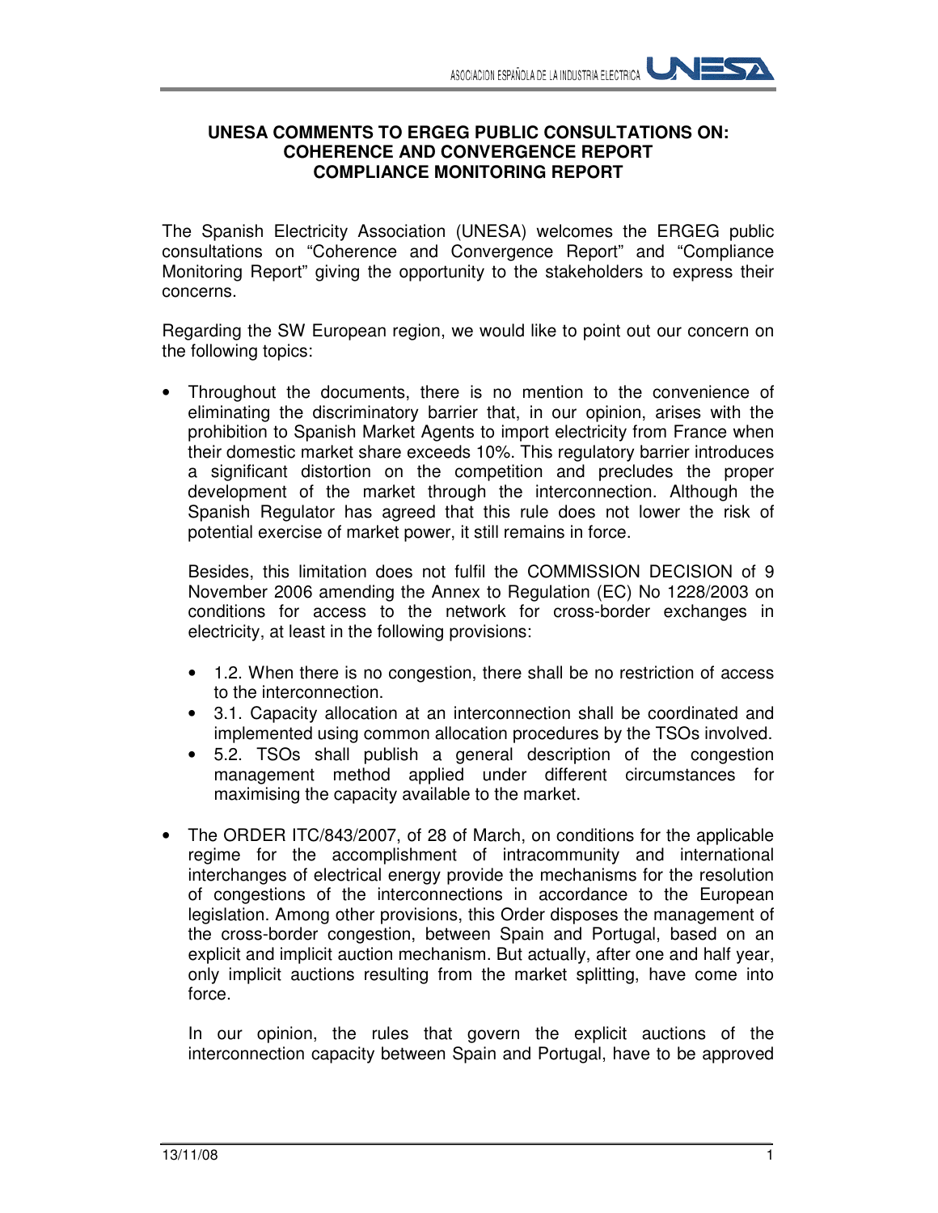**UNESA COMMENTS TO ERGEG PUBLIC CONSULTATIONS ON: COHERENCE AND CONVERGENCE REPORT COMPLIANCE MONITORING REPORT**

The Spanish Electricity Association (UNESA) welcomes the ERGEG public consultations on "Coherence and Convergence Report" and "Compliance Monitoring Report" giving the opportunity to the stakeholders to express their concerns.

Regarding the SW European region, we would like to point out our concern on the following topics:

- Throughout the documents, there is no mention to the convenience of eliminating the discriminatory barrier that, in our opinion, arises with the prohibition to Spanish Market Agents to import electricity from France when their domestic market share exceeds 10%. This regulatory barrier introduces a significant distortion on the competition and precludes the proper development of the market through the interconnection. Although the Spanish Regulator has agreed that this rule does not lower the risk of potential exercise of market power, it still remains in force.

  Besides, this limitation does not fulfil the COMMISSION DECISION of 9 November 2006 amending the Annex to Regulation (EC) No 1228/2003 on conditions for access to the network for cross-border exchanges in electricity, at least in the following provisions:

  - 1.2. When there is no congestion, there shall be no restriction of access to the interconnection.
  - 3.1. Capacity allocation at an interconnection shall be coordinated and implemented using common allocation procedures by the TSOs involved.
  - 5.2. TSOs shall publish a general description of the congestion management method applied under different circumstances for maximising the capacity available to the market.

- The ORDER ITC/843/2007, of 28 of March, on conditions for the applicable regime for the accomplishment of intracommunity and international interchanges of electrical energy provide the mechanisms for the resolution of congestions of the interconnections in accordance to the European legislation. Among other provisions, this Order disposes the management of the cross-border congestion, between Spain and Portugal, based on an explicit and implicit auction mechanism. But actually, after one and half year, only implicit auctions resulting from the market splitting, have come into force.

  In our opinion, the rules that govern the explicit auctions of the interconnection capacity between Spain and Portugal, have to be approved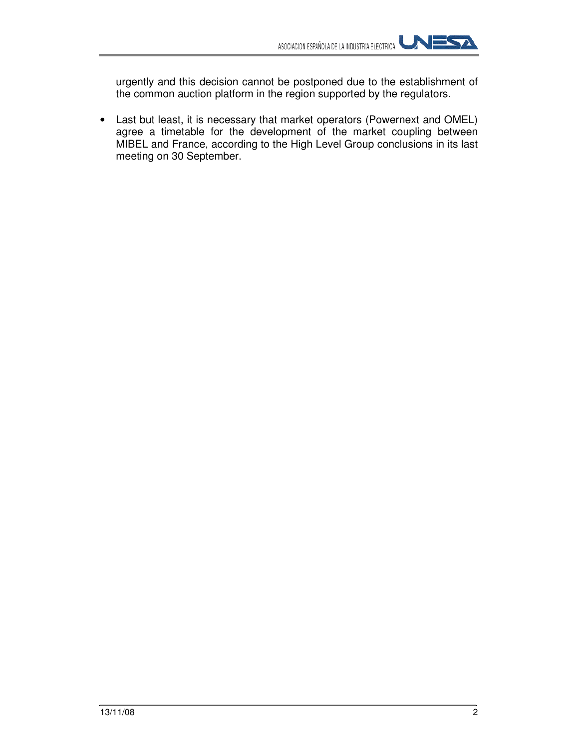urgently and this decision cannot be postponed due to the establishment of the common auction platform in the region supported by the regulators.

- Last but least, it is necessary that market operators (Powernext and OMEL) agree a timetable for the development of the market coupling between MIBEL and France, according to the High Level Group conclusions in its last meeting on 30 September.